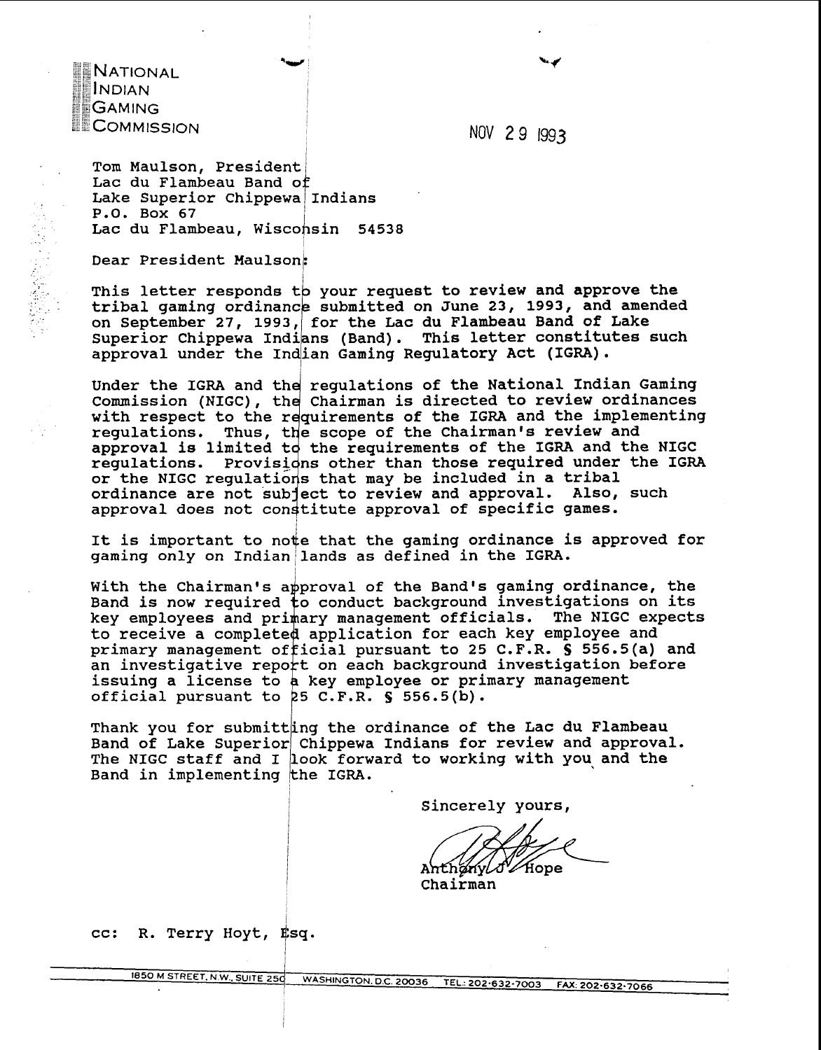NATIONAL
INDIAN
GAMING
COMMISSION

NOV 29 1993

Tom Maulson, President
Lac du Flambeau Band of
Lake Superior Chippewa Indians
P.O. Box 67
Lac du Flambeau, Wisconsin 54538

Dear President Maulson:

This letter responds to your request to review and approve the tribal gaming ordinance submitted on June 23, 1993, and amended on September 27, 1993, for the Lac du Flambeau Band of Lake Superior Chippewa Indians (Band). This letter constitutes such approval under the Indian Gaming Regulatory Act (IGRA).

Under the IGRA and the regulations of the National Indian Gaming Commission (NIGC), the Chairman is directed to review ordinances with respect to the requirements of the IGRA and the implementing regulations. Thus, the scope of the Chairman's review and approval is limited to the requirements of the IGRA and the NIGC regulations. Provisions other than those required under the IGRA or the NIGC regulations that may be included in a tribal ordinance are not subject to review and approval. Also, such approval does not constitute approval of specific games.

It is important to note that the gaming ordinance is approved for gaming only on Indian lands as defined in the IGRA.

With the Chairman's approval of the Band's gaming ordinance, the Band is now required to conduct background investigations on its key employees and primary management officials. The NIGC expects to receive a completed application for each key employee and primary management official pursuant to 25 C.F.R. § 556.5(a) and an investigative report on each background investigation before issuing a license to a key employee or primary management official pursuant to 25 C.F.R. § 556.5(b).

Thank you for submitting the ordinance of the Lac du Flambeau Band of Lake Superior Chippewa Indians for review and approval. The NIGC staff and I look forward to working with you and the Band in implementing the IGRA.

Sincerely yours,

Anthony J. Hope
Chairman

cc: R. Terry Hoyt, Esq.

1850 M STREET, N.W., SUITE 250 WASHINGTON, D.C. 20036 TEL: 202-632-7003 FAX: 202-632-7066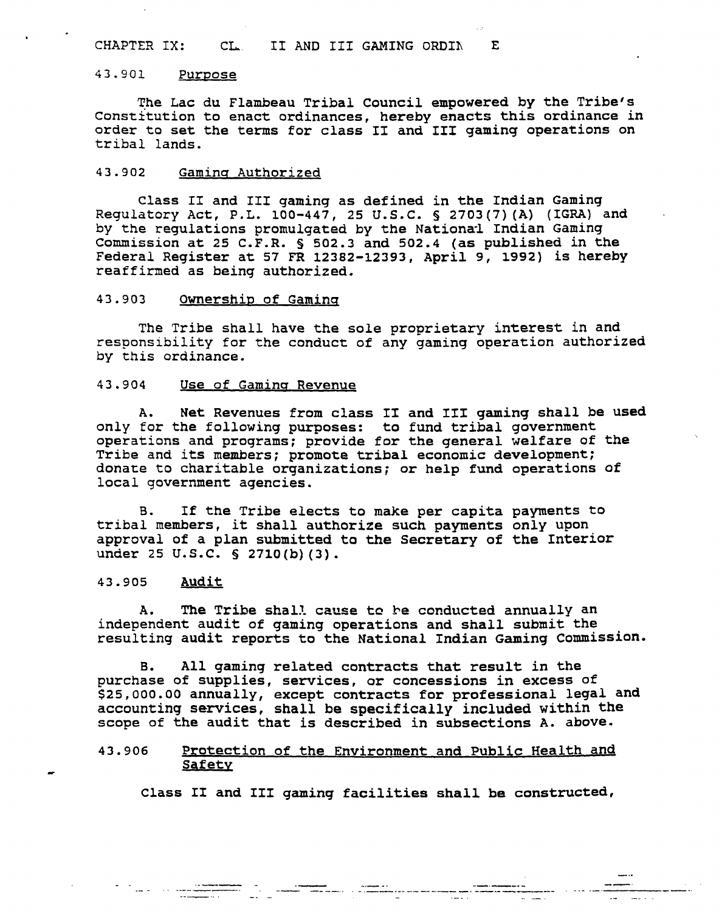# CHAPTER IX: CL. II AND III GAMING ORDIN E

## 43.901 Purpose

The Lac du Flambeau Tribal Council empowered by the Tribe's Constitution to enact ordinances, hereby enacts this ordinance in order to set the terms for class II and III gaming operations on tribal lands.

## 43.902 Gaming Authorized

Class II and III gaming as defined in the Indian Gaming Regulatory Act, P.L. 100-447, 25 U.S.C. § 2703(7)(A) (IGRA) and by the regulations promulgated by the National Indian Gaming Commission at 25 C.F.R. § 502.3 and 502.4 (as published in the Federal Register at 57 FR 12382-12393, April 9, 1992) is hereby reaffirmed as being authorized.

## 43.903 Ownership of Gaming

The Tribe shall have the sole proprietary interest in and responsibility for the conduct of any gaming operation authorized by this ordinance.

## 43.904 Use of Gaming Revenue

A. Net Revenues from class II and III gaming shall be used only for the following purposes: to fund tribal government operations and programs; provide for the general welfare of the Tribe and its members; promote tribal economic development; donate to charitable organizations; or help fund operations of local government agencies.

B. If the Tribe elects to make per capita payments to tribal members, it shall authorize such payments only upon approval of a plan submitted to the Secretary of the Interior under 25 U.S.C. § 2710(b)(3).

## 43.905 Audit

A. The Tribe shall cause to be conducted annually an independent audit of gaming operations and shall submit the resulting audit reports to the National Indian Gaming Commission.

B. All gaming related contracts that result in the purchase of supplies, services, or concessions in excess of $25,000.00 annually, except contracts for professional legal and accounting services, shall be specifically included within the scope of the audit that is described in subsections A. above.

## 43.906 Protection of the Environment and Public Health and Safety

Class II and III gaming facilities shall be constructed,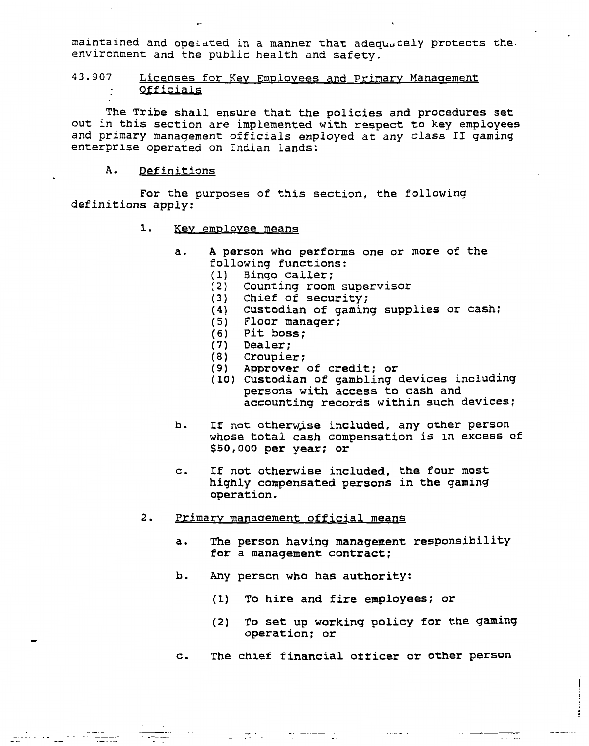maintained and operated in a manner that adequately protects the environment and the public health and safety.

## 43.907 Licenses for Key Employees and Primary Management Officials

The Tribe shall ensure that the policies and procedures set out in this section are implemented with respect to key employees and primary management officials employed at any class II gaming enterprise operated on Indian lands:

### A. Definitions

For the purposes of this section, the following definitions apply:

1. Key employee means

   a. A person who performs one or more of the following functions:
      (1) Bingo caller;
      (2) Counting room supervisor
      (3) Chief of security;
      (4) Custodian of gaming supplies or cash;
      (5) Floor manager;
      (6) Pit boss;
      (7) Dealer;
      (8) Croupier;
      (9) Approver of credit; or
      (10) Custodian of gambling devices including persons with access to cash and accounting records within such devices;

   b. If not otherwise included, any other person whose total cash compensation is in excess of $50,000 per year; or

   c. If not otherwise included, the four most highly compensated persons in the gaming operation.

2. Primary management official means

   a. The person having management responsibility for a management contract;

   b. Any person who has authority:

      (1) To hire and fire employees; or

      (2) To set up working policy for the gaming operation; or

   c. The chief financial officer or other person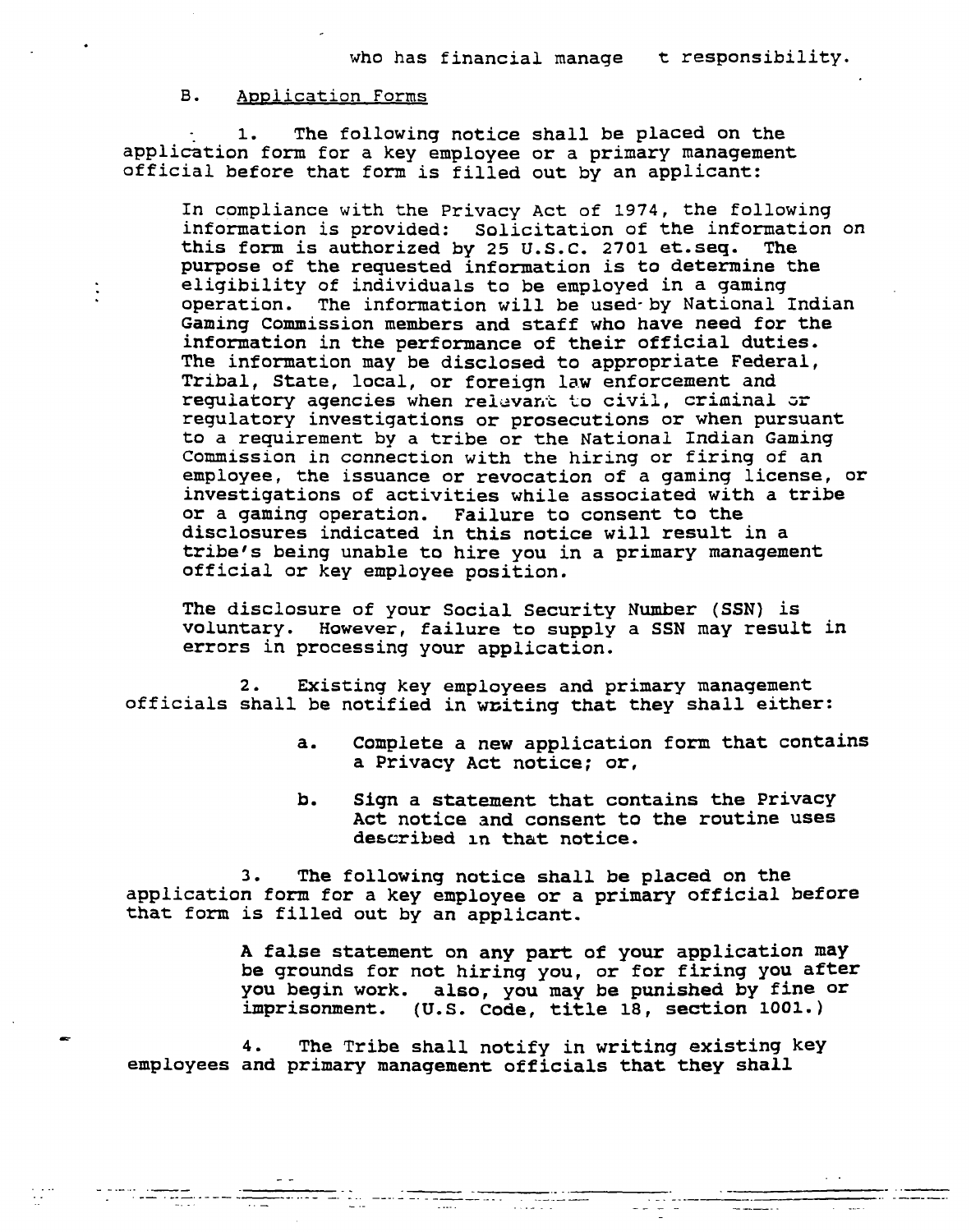who has financial manage t responsibility.

B. Application Forms

1. The following notice shall be placed on the application form for a key employee or a primary management official before that form is filled out by an applicant:

> In compliance with the Privacy Act of 1974, the following information is provided: Solicitation of the information on this form is authorized by 25 U.S.C. 2701 et.seq. The purpose of the requested information is to determine the eligibility of individuals to be employed in a gaming operation. The information will be used by National Indian Gaming Commission members and staff who have need for the information in the performance of their official duties. The information may be disclosed to appropriate Federal, Tribal, State, local, or foreign law enforcement and regulatory agencies when relevant to civil, criminal or regulatory investigations or prosecutions or when pursuant to a requirement by a tribe or the National Indian Gaming Commission in connection with the hiring or firing of an employee, the issuance or revocation of a gaming license, or investigations of activities while associated with a tribe or a gaming operation. Failure to consent to the disclosures indicated in this notice will result in a tribe's being unable to hire you in a primary management official or key employee position.
>
> The disclosure of your Social Security Number (SSN) is voluntary. However, failure to supply a SSN may result in errors in processing your application.

2. Existing key employees and primary management officials shall be notified in writing that they shall either:

   a. Complete a new application form that contains a Privacy Act notice; or,

   b. Sign a statement that contains the Privacy Act notice and consent to the routine uses described in that notice.

3. The following notice shall be placed on the application form for a key employee or a primary official before that form is filled out by an applicant.

> A false statement on any part of your application may be grounds for not hiring you, or for firing you after you begin work. also, you may be punished by fine or imprisonment. (U.S. Code, title 18, section 1001.)

4. The Tribe shall notify in writing existing key employees and primary management officials that they shall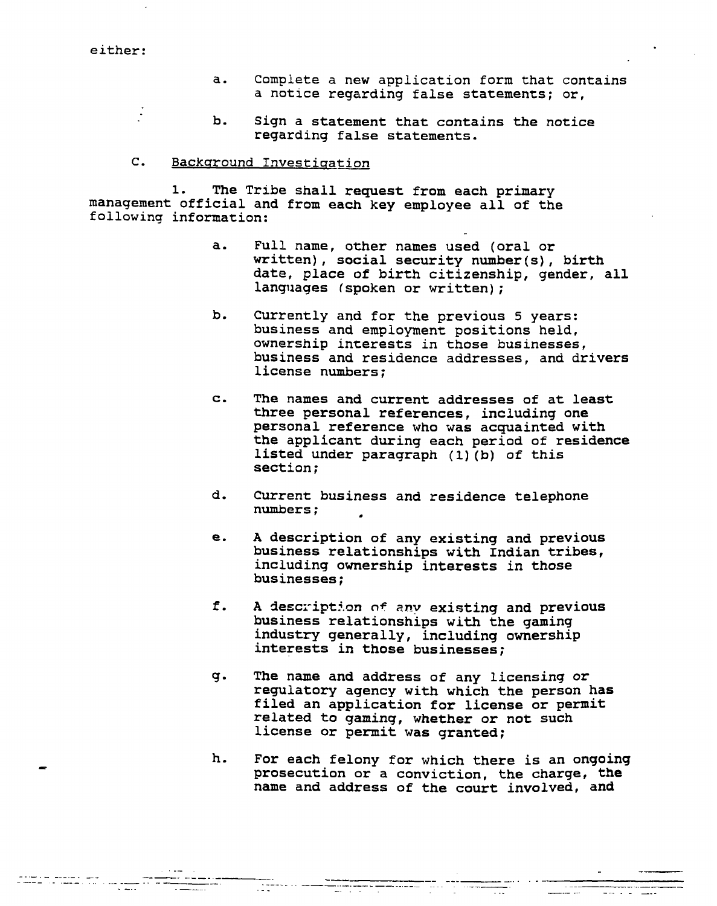either:

a. Complete a new application form that contains a notice regarding false statements; or,

b. Sign a statement that contains the notice regarding false statements.

C. Background Investigation

1. The Tribe shall request from each primary management official and from each key employee all of the following information:

a. Full name, other names used (oral or written), social security number(s), birth date, place of birth citizenship, gender, all languages (spoken or written);

b. Currently and for the previous 5 years: business and employment positions held, ownership interests in those businesses, business and residence addresses, and drivers license numbers;

c. The names and current addresses of at least three personal references, including one personal reference who was acquainted with the applicant during each period of residence listed under paragraph (1)(b) of this section;

d. Current business and residence telephone numbers;

e. A description of any existing and previous business relationships with Indian tribes, including ownership interests in those businesses;

f. A description of any existing and previous business relationships with the gaming industry generally, including ownership interests in those businesses;

g. The name and address of any licensing or regulatory agency with which the person has filed an application for license or permit related to gaming, whether or not such license or permit was granted;

h. For each felony for which there is an ongoing prosecution or a conviction, the charge, the name and address of the court involved, and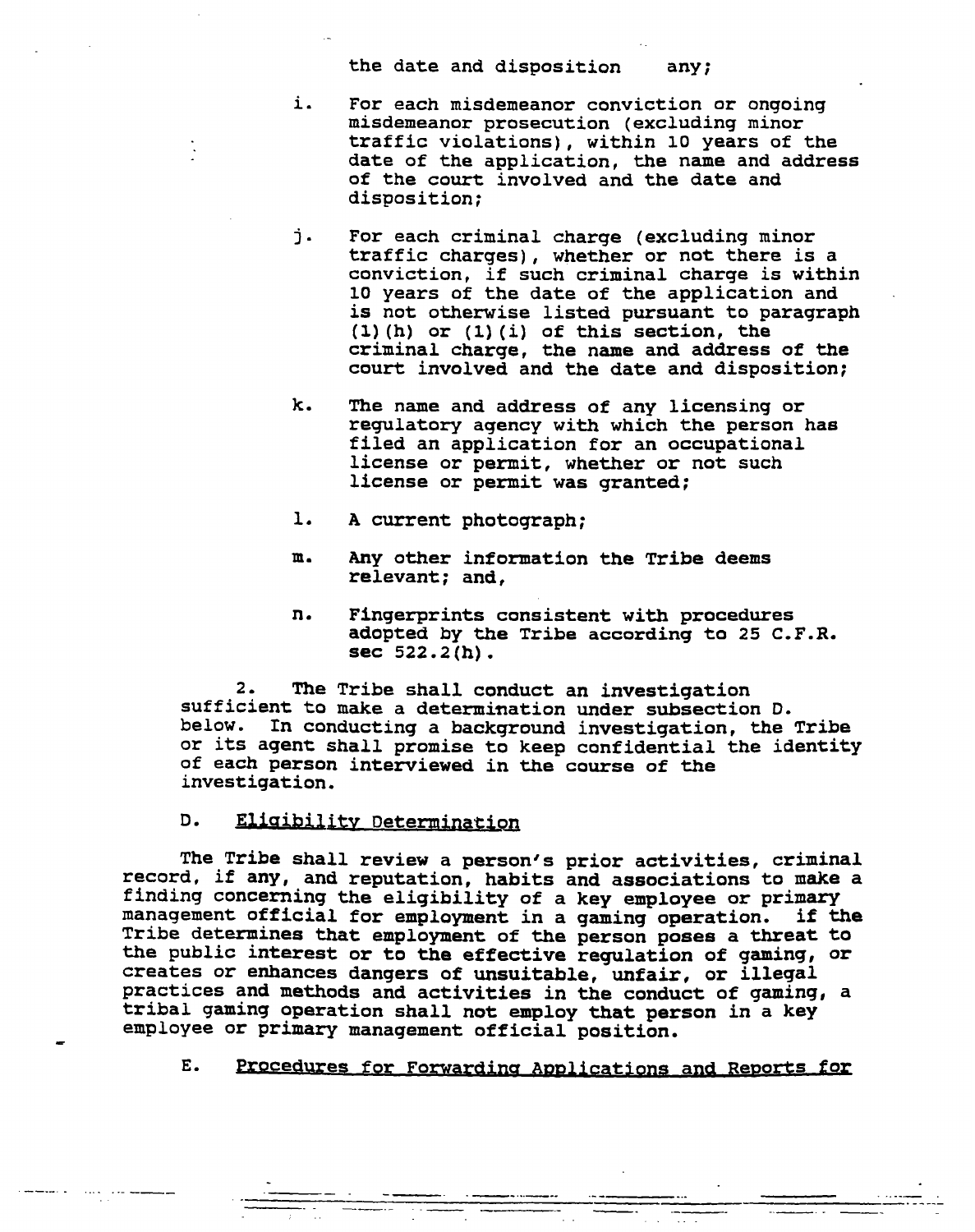the date and disposition any;

i. For each misdemeanor conviction or ongoing misdemeanor prosecution (excluding minor traffic violations), within 10 years of the date of the application, the name and address of the court involved and the date and disposition;

j. For each criminal charge (excluding minor traffic charges), whether or not there is a conviction, if such criminal charge is within 10 years of the date of the application and is not otherwise listed pursuant to paragraph (1)(h) or (1)(i) of this section, the criminal charge, the name and address of the court involved and the date and disposition;

k. The name and address of any licensing or regulatory agency with which the person has filed an application for an occupational license or permit, whether or not such license or permit was granted;

l. A current photograph;

m. Any other information the Tribe deems relevant; and,

n. Fingerprints consistent with procedures adopted by the Tribe according to 25 C.F.R. sec 522.2(h).

2. The Tribe shall conduct an investigation sufficient to make a determination under subsection D. below. In conducting a background investigation, the Tribe or its agent shall promise to keep confidential the identity of each person interviewed in the course of the investigation.

D. Eligibility Determination

The Tribe shall review a person's prior activities, criminal record, if any, and reputation, habits and associations to make a finding concerning the eligibility of a key employee or primary management official for employment in a gaming operation. if the Tribe determines that employment of the person poses a threat to the public interest or to the effective regulation of gaming, or creates or enhances dangers of unsuitable, unfair, or illegal practices and methods and activities in the conduct of gaming, a tribal gaming operation shall not employ that person in a key employee or primary management official position.

E. Procedures for Forwarding Applications and Reports for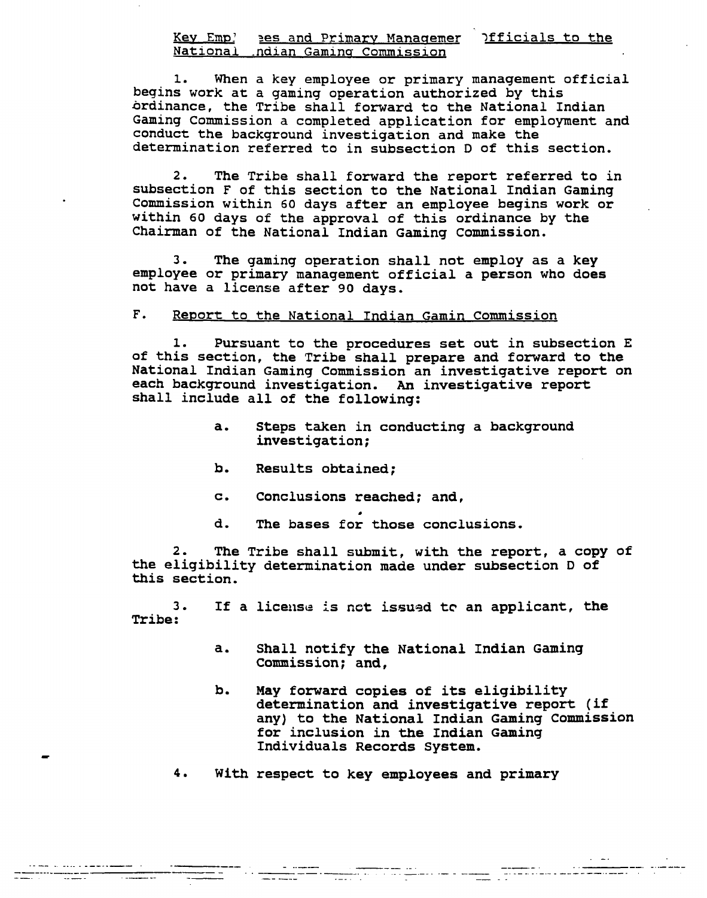Key Emp' ees and Primary Managemer )fficials to the National .ndian Gaming Commission

1. When a key employee or primary management official begins work at a gaming operation authorized by this ordinance, the Tribe shall forward to the National Indian Gaming Commission a completed application for employment and conduct the background investigation and make the determination referred to in subsection D of this section.

2. The Tribe shall forward the report referred to in subsection F of this section to the National Indian Gaming Commission within 60 days after an employee begins work or within 60 days of the approval of this ordinance by the Chairman of the National Indian Gaming Commission.

3. The gaming operation shall not employ as a key employee or primary management official a person who does not have a license after 90 days.

F. Report to the National Indian Gamin Commission

1. Pursuant to the procedures set out in subsection E of this section, the Tribe shall prepare and forward to the National Indian Gaming Commission an investigative report on each background investigation. An investigative report shall include all of the following:

   a. Steps taken in conducting a background investigation;

   b. Results obtained;

   c. Conclusions reached; and,

   d. The bases for those conclusions.

2. The Tribe shall submit, with the report, a copy of the eligibility determination made under subsection D of this section.

3. If a license is not issued to an applicant, the Tribe:

   a. Shall notify the National Indian Gaming Commission; and,

   b. May forward copies of its eligibility determination and investigative report (if any) to the National Indian Gaming Commission for inclusion in the Indian Gaming Individuals Records System.

4. With respect to key employees and primary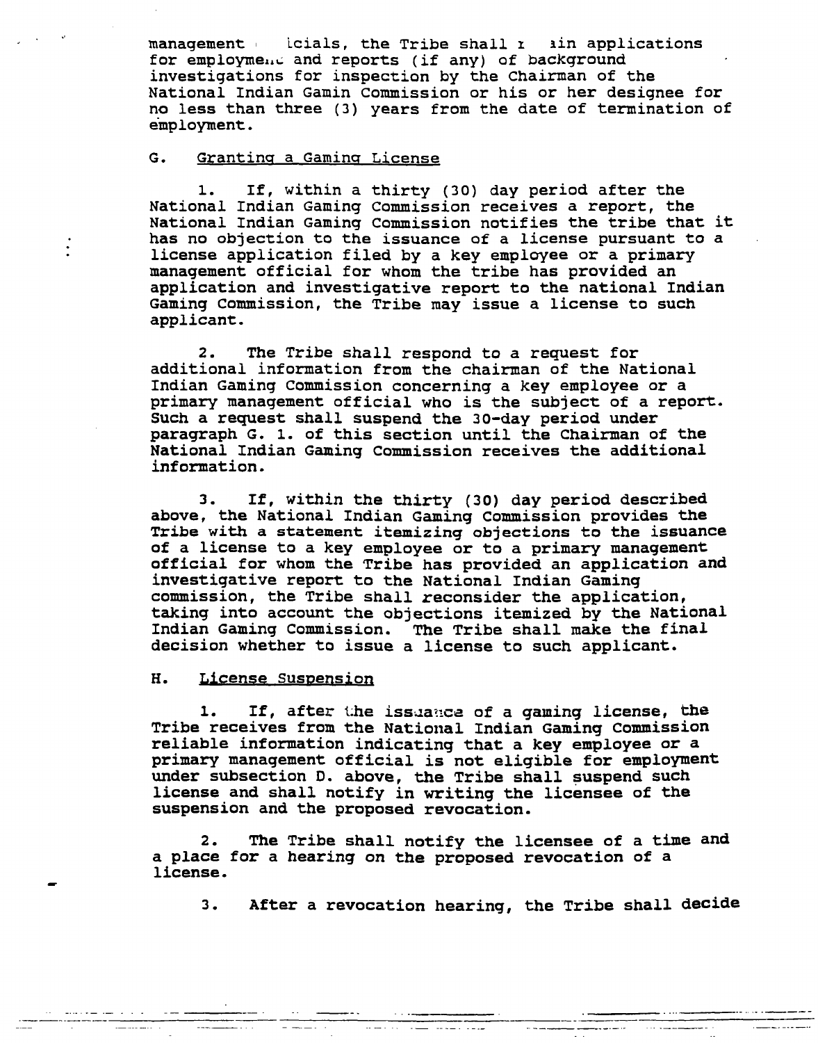management officials, the Tribe shall retain applications for employment and reports (if any) of background investigations for inspection by the Chairman of the National Indian Gamin Commission or his or her designee for no less than three (3) years from the date of termination of employment.

G. Granting a Gaming License

1. If, within a thirty (30) day period after the National Indian Gaming Commission receives a report, the National Indian Gaming Commission notifies the tribe that it has no objection to the issuance of a license pursuant to a license application filed by a key employee or a primary management official for whom the tribe has provided an application and investigative report to the national Indian Gaming Commission, the Tribe may issue a license to such applicant.

2. The Tribe shall respond to a request for additional information from the chairman of the National Indian Gaming Commission concerning a key employee or a primary management official who is the subject of a report. Such a request shall suspend the 30-day period under paragraph G. 1. of this section until the Chairman of the National Indian Gaming Commission receives the additional information.

3. If, within the thirty (30) day period described above, the National Indian Gaming Commission provides the Tribe with a statement itemizing objections to the issuance of a license to a key employee or to a primary management official for whom the Tribe has provided an application and investigative report to the National Indian Gaming commission, the Tribe shall reconsider the application, taking into account the objections itemized by the National Indian Gaming Commission. The Tribe shall make the final decision whether to issue a license to such applicant.

H. License Suspension

1. If, after the issuance of a gaming license, the Tribe receives from the National Indian Gaming Commission reliable information indicating that a key employee or a primary management official is not eligible for employment under subsection D. above, the Tribe shall suspend such license and shall notify in writing the licensee of the suspension and the proposed revocation.

2. The Tribe shall notify the licensee of a time and a place for a hearing on the proposed revocation of a license.

3. After a revocation hearing, the Tribe shall decide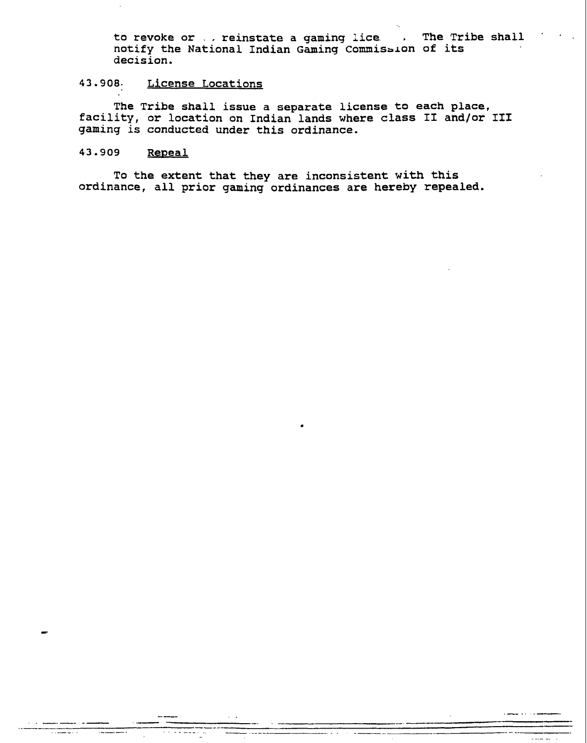to revoke or . , reinstate a gaming lice . The Tribe shall notify the National Indian Gaming Commission of its decision.

### 43.908 License Locations

The Tribe shall issue a separate license to each place, facility, or location on Indian lands where class II and/or III gaming is conducted under this ordinance.

### 43.909 Repeal

To the extent that they are inconsistent with this ordinance, all prior gaming ordinances are hereby repealed.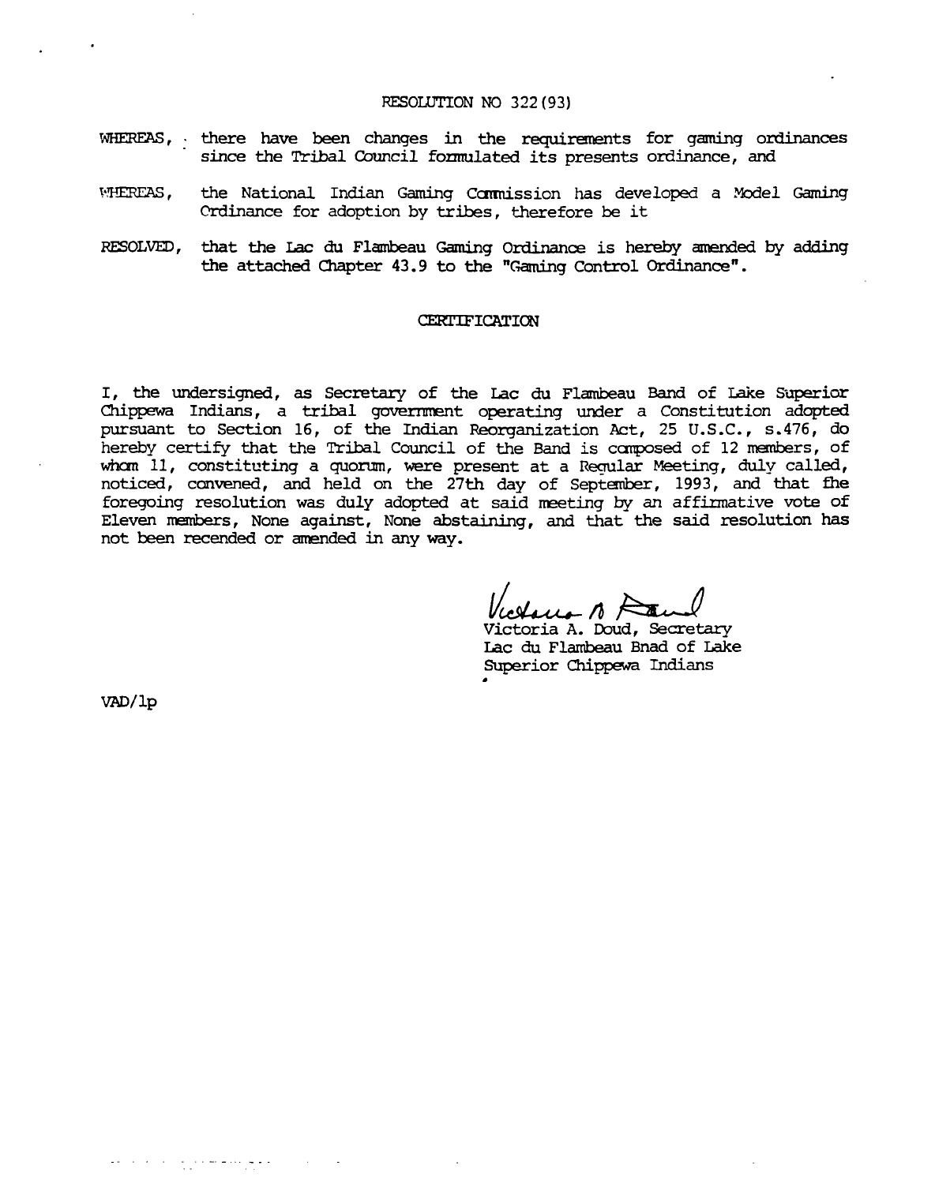RESOLUTION NO 322(93)

WHEREAS, there have been changes in the requirements for gaming ordinances since the Tribal Council formulated its presents ordinance, and

WHEREAS, the National Indian Gaming Commission has developed a Model Gaming Ordinance for adoption by tribes, therefore be it

RESOLVED, that the Lac du Flambeau Gaming Ordinance is hereby amended by adding the attached Chapter 43.9 to the "Gaming Control Ordinance".

CERTIFICATION

I, the undersigned, as Secretary of the Lac du Flambeau Band of Lake Superior Chippewa Indians, a tribal government operating under a Constitution adopted pursuant to Section 16, of the Indian Reorganization Act, 25 U.S.C., s.476, do hereby certify that the Tribal Council of the Band is composed of 12 members, of whom 11, constituting a quorum, were present at a Regular Meeting, duly called, noticed, convened, and held on the 27th day of September, 1993, and that the foregoing resolution was duly adopted at said meeting by an affirmative vote of Eleven members, None against, None abstaining, and that the said resolution has not been recended or amended in any way.

Victoria A. Doud, Secretary
Lac du Flambeau Bnad of Lake
Superior Chippewa Indians

VAD/lp